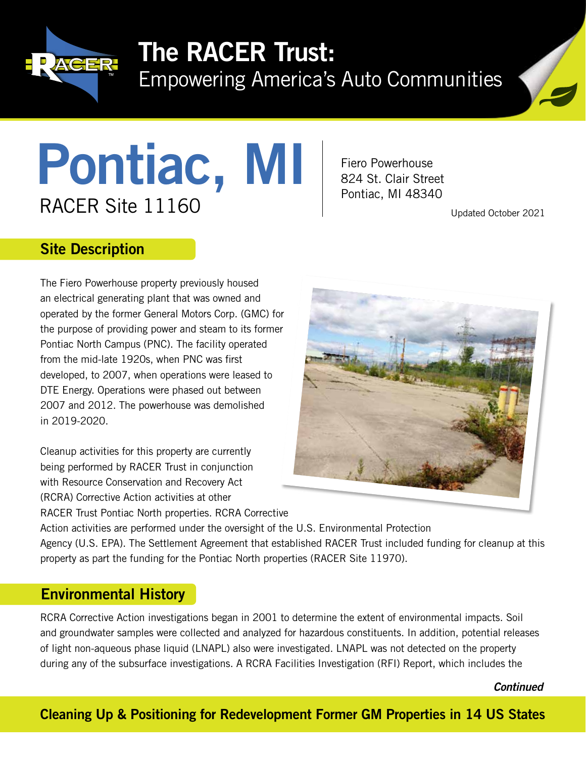# The RACER Trust:
Empowering America's Auto Communities

# Pontiac, MI
RACER Site 11160

Fiero Powerhouse
824 St. Clair Street
Pontiac, MI 48340

Updated October 2021

## Site Description

The Fiero Powerhouse property previously housed an electrical generating plant that was owned and operated by the former General Motors Corp. (GMC) for the purpose of providing power and steam to its former Pontiac North Campus (PNC). The facility operated from the mid-late 1920s, when PNC was first developed, to 2007, when operations were leased to DTE Energy. Operations were phased out between 2007 and 2012. The powerhouse was demolished in 2019-2020.

Cleanup activities for this property are currently being performed by RACER Trust in conjunction with Resource Conservation and Recovery Act (RCRA) Corrective Action activities at other RACER Trust Pontiac North properties. RCRA Corrective Action activities are performed under the oversight of the U.S. Environmental Protection Agency (U.S. EPA). The Settlement Agreement that established RACER Trust included funding for cleanup at this property as part the funding for the Pontiac North properties (RACER Site 11970).

## Environmental History

RCRA Corrective Action investigations began in 2001 to determine the extent of environmental impacts. Soil and groundwater samples were collected and analyzed for hazardous constituents. In addition, potential releases of light non-aqueous phase liquid (LNAPL) also were investigated. LNAPL was not detected on the property during any of the subsurface investigations. A RCRA Facilities Investigation (RFI) Report, which includes the

***Continued***

**Cleaning Up & Positioning for Redevelopment Former GM Properties in 14 US States**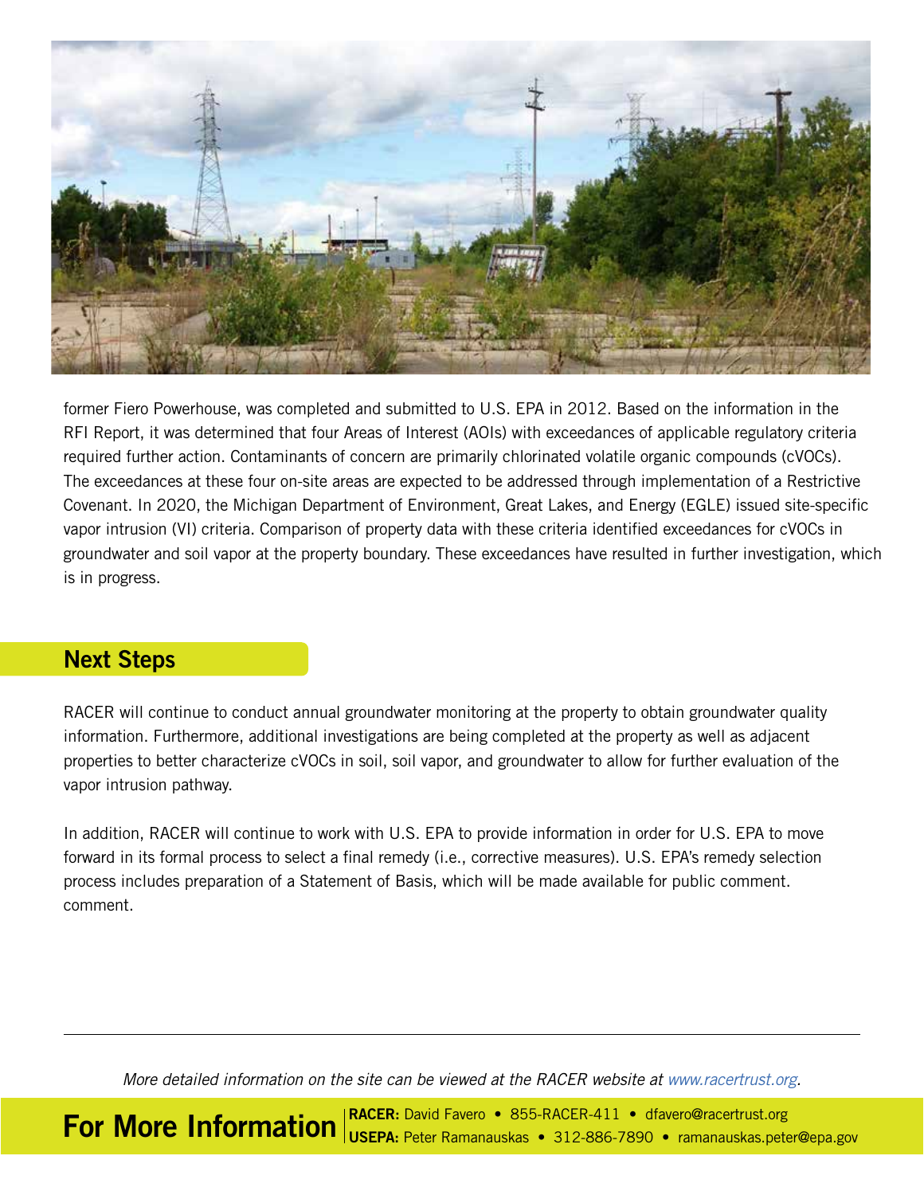former Fiero Powerhouse, was completed and submitted to U.S. EPA in 2012. Based on the information in the RFI Report, it was determined that four Areas of Interest (AOIs) with exceedances of applicable regulatory criteria required further action. Contaminants of concern are primarily chlorinated volatile organic compounds (cVOCs). The exceedances at these four on-site areas are expected to be addressed through implementation of a Restrictive Covenant. In 2020, the Michigan Department of Environment, Great Lakes, and Energy (EGLE) issued site-specific vapor intrusion (VI) criteria. Comparison of property data with these criteria identified exceedances for cVOCs in groundwater and soil vapor at the property boundary. These exceedances have resulted in further investigation, which is in progress.

## Next Steps

RACER will continue to conduct annual groundwater monitoring at the property to obtain groundwater quality information. Furthermore, additional investigations are being completed at the property as well as adjacent properties to better characterize cVOCs in soil, soil vapor, and groundwater to allow for further evaluation of the vapor intrusion pathway.

In addition, RACER will continue to work with U.S. EPA to provide information in order for U.S. EPA to move forward in its formal process to select a final remedy (i.e., corrective measures). U.S. EPA's remedy selection process includes preparation of a Statement of Basis, which will be made available for public comment. comment.

---

*More detailed information on the site can be viewed at the RACER website at www.racertrust.org.*

## For More Information

**RACER:** David Favero • 855-RACER-411 • dfavero@racertrust.org
**USEPA:** Peter Ramanauskas • 312-886-7890 • ramanauskas.peter@epa.gov